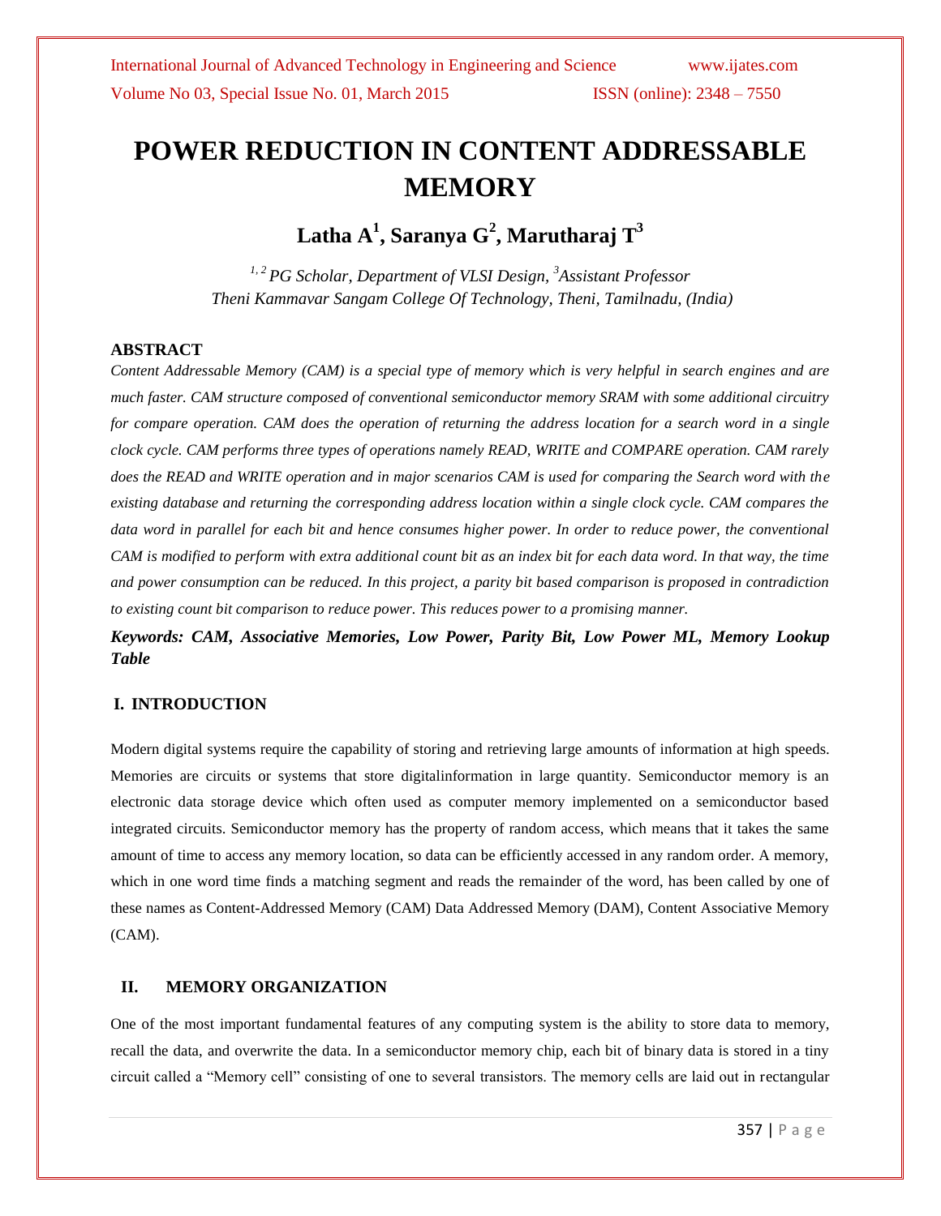# POWER REDUCTION IN CONTENT ADDRESSABLE MEMORY

**Latha A[1], Saranya G[2], Marutharaj T[3]**

*[1, 2] PG Scholar, Department of VLSI Design, [3] Assistant Professor*
*Theni Kammavar Sangam College Of Technology, Theni, Tamilnadu, (India)*

## ABSTRACT

*Content Addressable Memory (CAM) is a special type of memory which is very helpful in search engines and are much faster. CAM structure composed of conventional semiconductor memory SRAM with some additional circuitry for compare operation. CAM does the operation of returning the address location for a search word in a single clock cycle. CAM performs three types of operations namely READ, WRITE and COMPARE operation. CAM rarely does the READ and WRITE operation and in major scenarios CAM is used for comparing the Search word with the existing database and returning the corresponding address location within a single clock cycle. CAM compares the data word in parallel for each bit and hence consumes higher power. In order to reduce power, the conventional CAM is modified to perform with extra additional count bit as an index bit for each data word. In that way, the time and power consumption can be reduced. In this project, a parity bit based comparison is proposed in contradiction to existing count bit comparison to reduce power. This reduces power to a promising manner.*

***Keywords: CAM, Associative Memories, Low Power, Parity Bit, Low Power ML, Memory Lookup Table***

## I. INTRODUCTION

Modern digital systems require the capability of storing and retrieving large amounts of information at high speeds. Memories are circuits or systems that store digitalinformation in large quantity. Semiconductor memory is an electronic data storage device which often used as computer memory implemented on a semiconductor based integrated circuits. Semiconductor memory has the property of random access, which means that it takes the same amount of time to access any memory location, so data can be efficiently accessed in any random order. A memory, which in one word time finds a matching segment and reads the remainder of the word, has been called by one of these names as Content-Addressed Memory (CAM) Data Addressed Memory (DAM), Content Associative Memory (CAM).

## II. MEMORY ORGANIZATION

One of the most important fundamental features of any computing system is the ability to store data to memory, recall the data, and overwrite the data. In a semiconductor memory chip, each bit of binary data is stored in a tiny circuit called a "Memory cell" consisting of one to several transistors. The memory cells are laid out in rectangular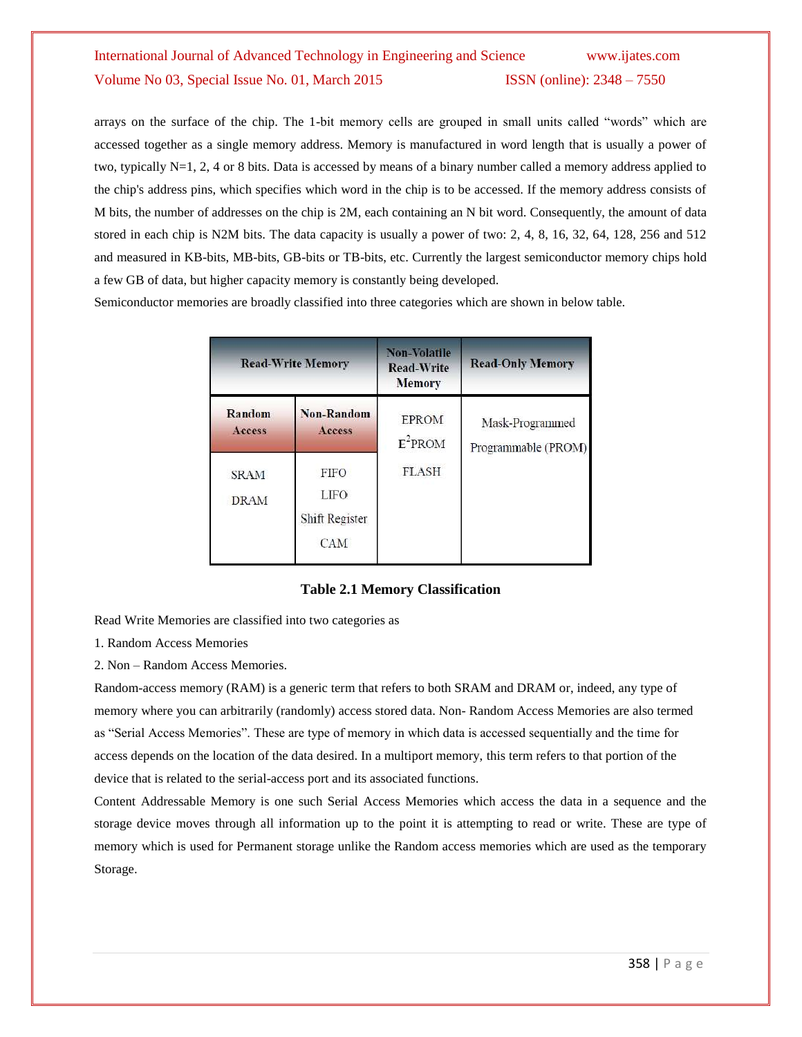arrays on the surface of the chip. The 1-bit memory cells are grouped in small units called "words" which are accessed together as a single memory address. Memory is manufactured in word length that is usually a power of two, typically N=1, 2, 4 or 8 bits. Data is accessed by means of a binary number called a memory address applied to the chip's address pins, which specifies which word in the chip is to be accessed. If the memory address consists of M bits, the number of addresses on the chip is 2M, each containing an N bit word. Consequently, the amount of data stored in each chip is N2M bits. The data capacity is usually a power of two: 2, 4, 8, 16, 32, 64, 128, 256 and 512 and measured in KB-bits, MB-bits, GB-bits or TB-bits, etc. Currently the largest semiconductor memory chips hold a few GB of data, but higher capacity memory is constantly being developed.

Semiconductor memories are broadly classified into three categories which are shown in below table.

| Read-Write Memory | | Non-Volatile Read-Write Memory | Read-Only Memory |
|---|---|---|---|
| Random Access | Non-Random Access | EPROM<br>$E^2$PROM<br>FLASH | Mask-Programmed<br>Programmable (PROM) |
| SRAM<br>DRAM | FIFO<br>LIFO<br>Shift Register<br>CAM | | |

**Table 2.1 Memory Classification**

Read Write Memories are classified into two categories as

1. Random Access Memories
2. Non – Random Access Memories.

Random-access memory (RAM) is a generic term that refers to both SRAM and DRAM or, indeed, any type of memory where you can arbitrarily (randomly) access stored data. Non- Random Access Memories are also termed as "Serial Access Memories". These are type of memory in which data is accessed sequentially and the time for access depends on the location of the data desired. In a multiport memory, this term refers to that portion of the device that is related to the serial-access port and its associated functions.

Content Addressable Memory is one such Serial Access Memories which access the data in a sequence and the storage device moves through all information up to the point it is attempting to read or write. These are type of memory which is used for Permanent storage unlike the Random access memories which are used as the temporary Storage.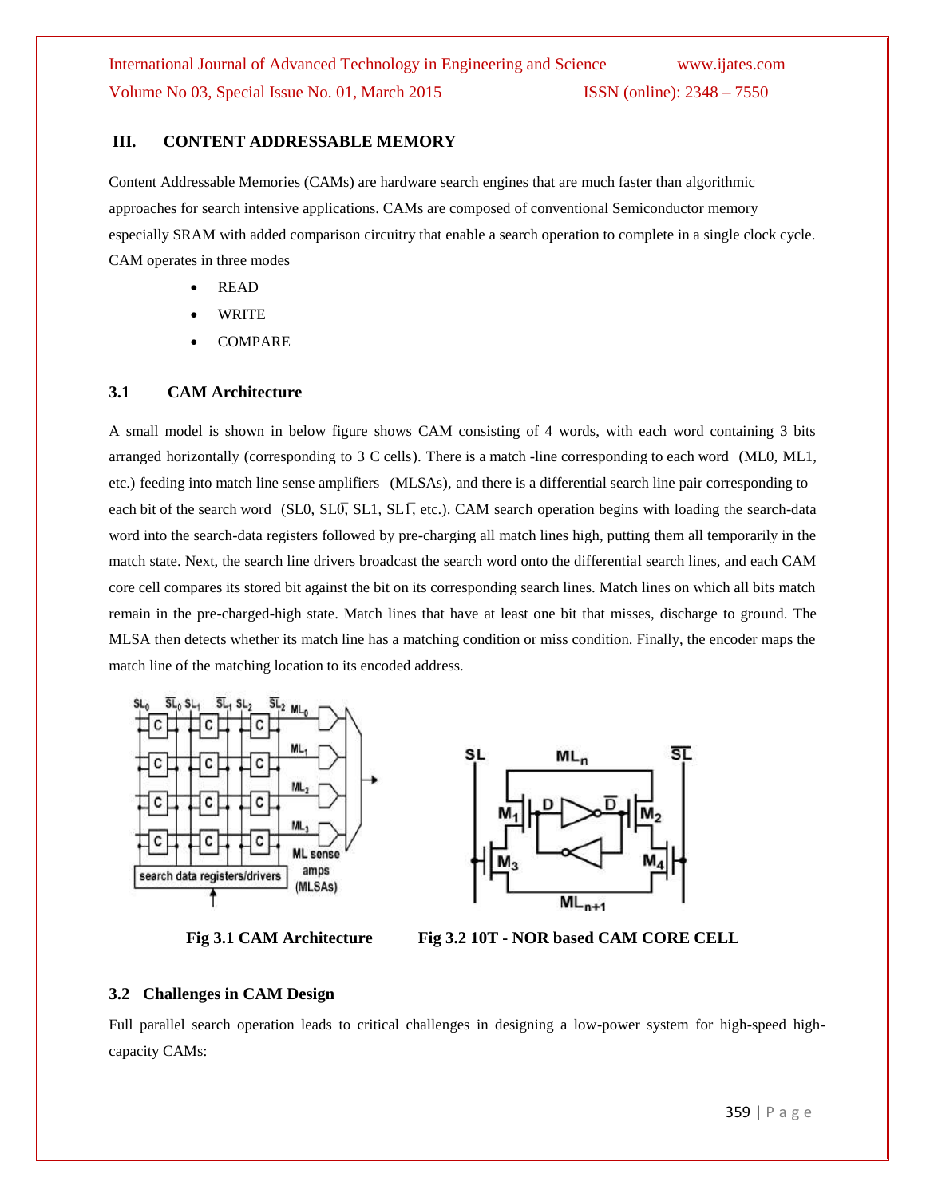## III. CONTENT ADDRESSABLE MEMORY

Content Addressable Memories (CAMs) are hardware search engines that are much faster than algorithmic approaches for search intensive applications. CAMs are composed of conventional Semiconductor memory especially SRAM with added comparison circuitry that enable a search operation to complete in a single clock cycle. CAM operates in three modes

- READ
- WRITE
- COMPARE

### 3.1 CAM Architecture

A small model is shown in below figure shows CAM consisting of 4 words, with each word containing 3 bits arranged horizontally (corresponding to 3 C cells). There is a match -line corresponding to each word (ML0, ML1, etc.) feeding into match line sense amplifiers (MLSAs), and there is a differential search line pair corresponding to each bit of the search word (SL0, $\overline{SL0}$, SL1, $\overline{SL1}$, etc.). CAM search operation begins with loading the search-data word into the search-data registers followed by pre-charging all match lines high, putting them all temporarily in the match state. Next, the search line drivers broadcast the search word onto the differential search lines, and each CAM core cell compares its stored bit against the bit on its corresponding search lines. Match lines on which all bits match remain in the pre-charged-high state. Match lines that have at least one bit that misses, discharge to ground. The MLSA then detects whether its match line has a matching condition or miss condition. Finally, the encoder maps the match line of the matching location to its encoded address.

**Fig 3.1 CAM Architecture**

**Fig 3.2 10T - NOR based CAM CORE CELL**

### 3.2 Challenges in CAM Design

Full parallel search operation leads to critical challenges in designing a low-power system for high-speed high-capacity CAMs: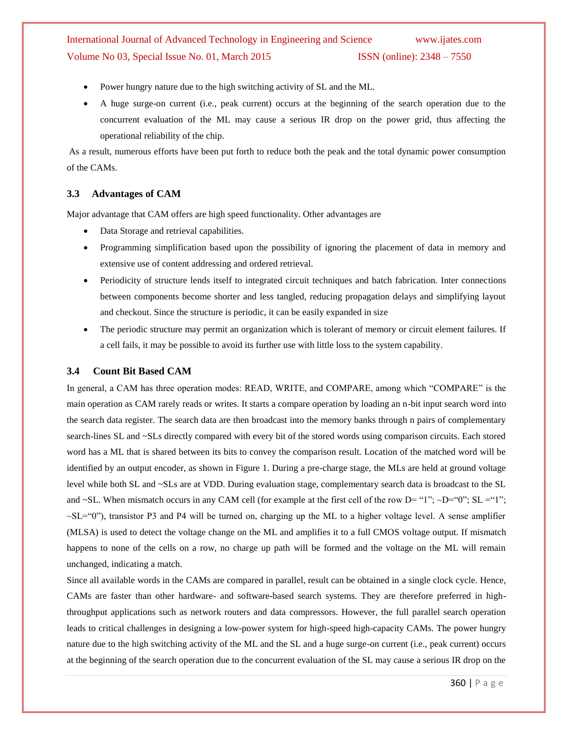- Power hungry nature due to the high switching activity of SL and the ML.
- A huge surge-on current (i.e., peak current) occurs at the beginning of the search operation due to the concurrent evaluation of the ML may cause a serious IR drop on the power grid, thus affecting the operational reliability of the chip.

As a result, numerous efforts have been put forth to reduce both the peak and the total dynamic power consumption of the CAMs.

### 3.3 Advantages of CAM

Major advantage that CAM offers are high speed functionality. Other advantages are

- Data Storage and retrieval capabilities.
- Programming simplification based upon the possibility of ignoring the placement of data in memory and extensive use of content addressing and ordered retrieval.
- Periodicity of structure lends itself to integrated circuit techniques and batch fabrication. Inter connections between components become shorter and less tangled, reducing propagation delays and simplifying layout and checkout. Since the structure is periodic, it can be easily expanded in size
- The periodic structure may permit an organization which is tolerant of memory or circuit element failures. If a cell fails, it may be possible to avoid its further use with little loss to the system capability.

### 3.4 Count Bit Based CAM

In general, a CAM has three operation modes: READ, WRITE, and COMPARE, among which "COMPARE" is the main operation as CAM rarely reads or writes. It starts a compare operation by loading an n-bit input search word into the search data register. The search data are then broadcast into the memory banks through n pairs of complementary search-lines SL and ~SLs directly compared with every bit of the stored words using comparison circuits. Each stored word has a ML that is shared between its bits to convey the comparison result. Location of the matched word will be identified by an output encoder, as shown in Figure 1. During a pre-charge stage, the MLs are held at ground voltage level while both SL and ~SLs are at VDD. During evaluation stage, complementary search data is broadcast to the SL and ~SL. When mismatch occurs in any CAM cell (for example at the first cell of the row D= "1"; ~D="0"; SL ="1"; ~SL="0"), transistor P3 and P4 will be turned on, charging up the ML to a higher voltage level. A sense amplifier (MLSA) is used to detect the voltage change on the ML and amplifies it to a full CMOS voltage output. If mismatch happens to none of the cells on a row, no charge up path will be formed and the voltage on the ML will remain unchanged, indicating a match.

Since all available words in the CAMs are compared in parallel, result can be obtained in a single clock cycle. Hence, CAMs are faster than other hardware- and software-based search systems. They are therefore preferred in high-throughput applications such as network routers and data compressors. However, the full parallel search operation leads to critical challenges in designing a low-power system for high-speed high-capacity CAMs. The power hungry nature due to the high switching activity of the ML and the SL and a huge surge-on current (i.e., peak current) occurs at the beginning of the search operation due to the concurrent evaluation of the SL may cause a serious IR drop on the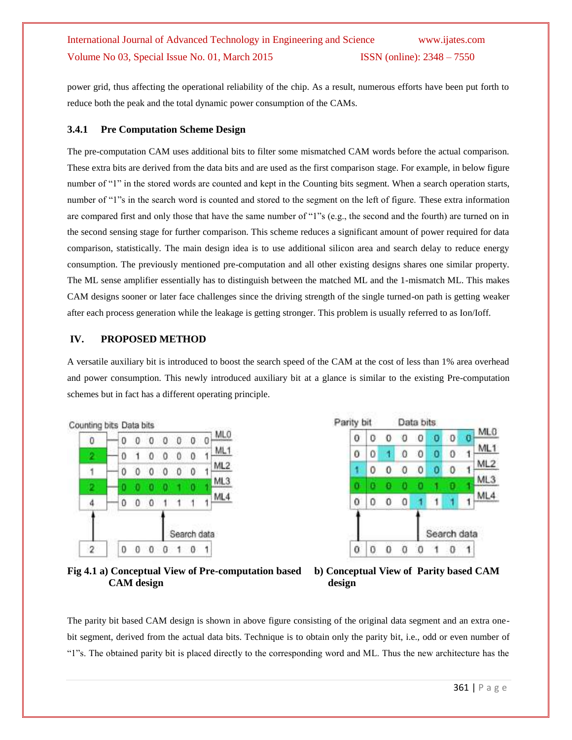power grid, thus affecting the operational reliability of the chip. As a result, numerous efforts have been put forth to reduce both the peak and the total dynamic power consumption of the CAMs.

### 3.4.1 Pre Computation Scheme Design

The pre-computation CAM uses additional bits to filter some mismatched CAM words before the actual comparison. These extra bits are derived from the data bits and are used as the first comparison stage. For example, in below figure number of "1" in the stored words are counted and kept in the Counting bits segment. When a search operation starts, number of "1"s in the search word is counted and stored to the segment on the left of figure. These extra information are compared first and only those that have the same number of "1"s (e.g., the second and the fourth) are turned on in the second sensing stage for further comparison. This scheme reduces a significant amount of power required for data comparison, statistically. The main design idea is to use additional silicon area and search delay to reduce energy consumption. The previously mentioned pre-computation and all other existing designs shares one similar property. The ML sense amplifier essentially has to distinguish between the matched ML and the 1-mismatch ML. This makes CAM designs sooner or later face challenges since the driving strength of the single turned-on path is getting weaker after each process generation while the leakage is getting stronger. This problem is usually referred to as Ion/Ioff.

## IV. PROPOSED METHOD

A versatile auxiliary bit is introduced to boost the search speed of the CAM at the cost of less than 1% area overhead and power consumption. This newly introduced auxiliary bit at a glance is similar to the existing Pre-computation schemes but in fact has a different operating principle.

| Counting bits | Data bits | | | | | | | |
|---|---|---|---|---|---|---|---|---|
| 0 | 0 | 0 | 0 | 0 | 0 | 0 | 0 | ML0 |
| 2 | 0 | 1 | 0 | 0 | 0 | 0 | 1 | ML1 |
| 1 | 0 | 0 | 0 | 0 | 0 | 0 | 1 | ML2 |
| 2 | 0 | 0 | 0 | 0 | 1 | 0 | 1 | ML3 |
| 4 | 0 | 0 | 0 | 1 | 1 | 1 | 1 | ML4 |
| 2 | 0 | 0 | 0 | 0 | 1 | 0 | 1 | Search data |

**Fig 4.1 a) Conceptual View of Pre-computation based CAM design**

| Parity bit | Data bits | | | | | | | |
|---|---|---|---|---|---|---|---|---|
| 0 | 0 | 0 | 0 | 0 | 0 | 0 | 0 | ML0 |
| 0 | 0 | 1 | 0 | 0 | 0 | 0 | 1 | ML1 |
| 1 | 0 | 0 | 0 | 0 | 0 | 0 | 1 | ML2 |
| 0 | 0 | 0 | 0 | 0 | 1 | 0 | 1 | ML3 |
| 0 | 0 | 0 | 0 | 1 | 1 | 1 | 1 | ML4 |
| 0 | 0 | 0 | 0 | 0 | 1 | 0 | 1 | Search data |

**b) Conceptual View of Parity based CAM design**

The parity bit based CAM design is shown in above figure consisting of the original data segment and an extra one-bit segment, derived from the actual data bits. Technique is to obtain only the parity bit, i.e., odd or even number of "1"s. The obtained parity bit is placed directly to the corresponding word and ML. Thus the new architecture has the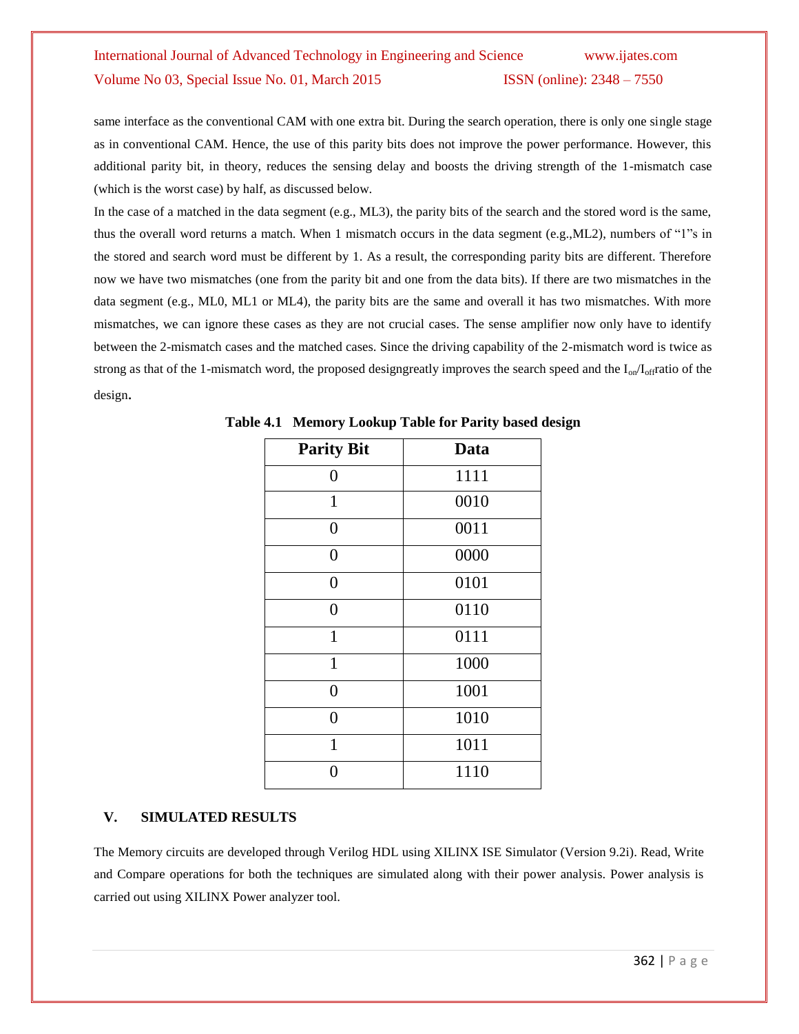same interface as the conventional CAM with one extra bit. During the search operation, there is only one single stage as in conventional CAM. Hence, the use of this parity bits does not improve the power performance. However, this additional parity bit, in theory, reduces the sensing delay and boosts the driving strength of the 1-mismatch case (which is the worst case) by half, as discussed below.

In the case of a matched in the data segment (e.g., ML3), the parity bits of the search and the stored word is the same, thus the overall word returns a match. When 1 mismatch occurs in the data segment (e.g.,ML2), numbers of "1"s in the stored and search word must be different by 1. As a result, the corresponding parity bits are different. Therefore now we have two mismatches (one from the parity bit and one from the data bits). If there are two mismatches in the data segment (e.g., ML0, ML1 or ML4), the parity bits are the same and overall it has two mismatches. With more mismatches, we can ignore these cases as they are not crucial cases. The sense amplifier now only have to identify between the 2-mismatch cases and the matched cases. Since the driving capability of the 2-mismatch word is twice as strong as that of the 1-mismatch word, the proposed designgreatly improves the search speed and the $I_{on}/I_{off}$ratio of the design.

**Table 4.1 Memory Lookup Table for Parity based design**

| Parity Bit | Data |
|---|---|
| 0 | 1111 |
| 1 | 0010 |
| 0 | 0011 |
| 0 | 0000 |
| 0 | 0101 |
| 0 | 0110 |
| 1 | 0111 |
| 1 | 1000 |
| 0 | 1001 |
| 0 | 1010 |
| 1 | 1011 |
| 0 | 1110 |

## V. SIMULATED RESULTS

The Memory circuits are developed through Verilog HDL using XILINX ISE Simulator (Version 9.2i). Read, Write and Compare operations for both the techniques are simulated along with their power analysis. Power analysis is carried out using XILINX Power analyzer tool.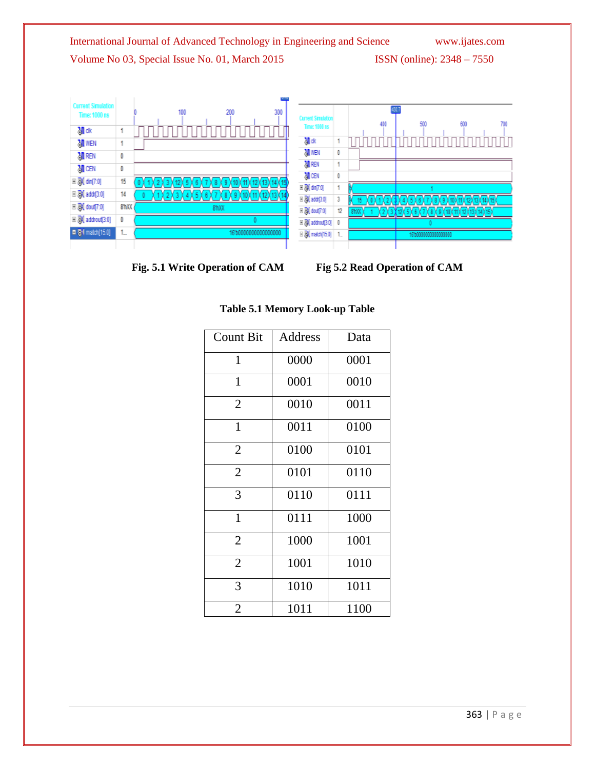Fig. 5.1 Write Operation of CAM

Fig 5.2 Read Operation of CAM

**Table 5.1 Memory Look-up Table**

| Count Bit | Address | Data |
|---|---|---|
| 1 | 0000 | 0001 |
| 1 | 0001 | 0010 |
| 2 | 0010 | 0011 |
| 1 | 0011 | 0100 |
| 2 | 0100 | 0101 |
| 2 | 0101 | 0110 |
| 3 | 0110 | 0111 |
| 1 | 0111 | 1000 |
| 2 | 1000 | 1001 |
| 2 | 1001 | 1010 |
| 3 | 1010 | 1011 |
| 2 | 1011 | 1100 |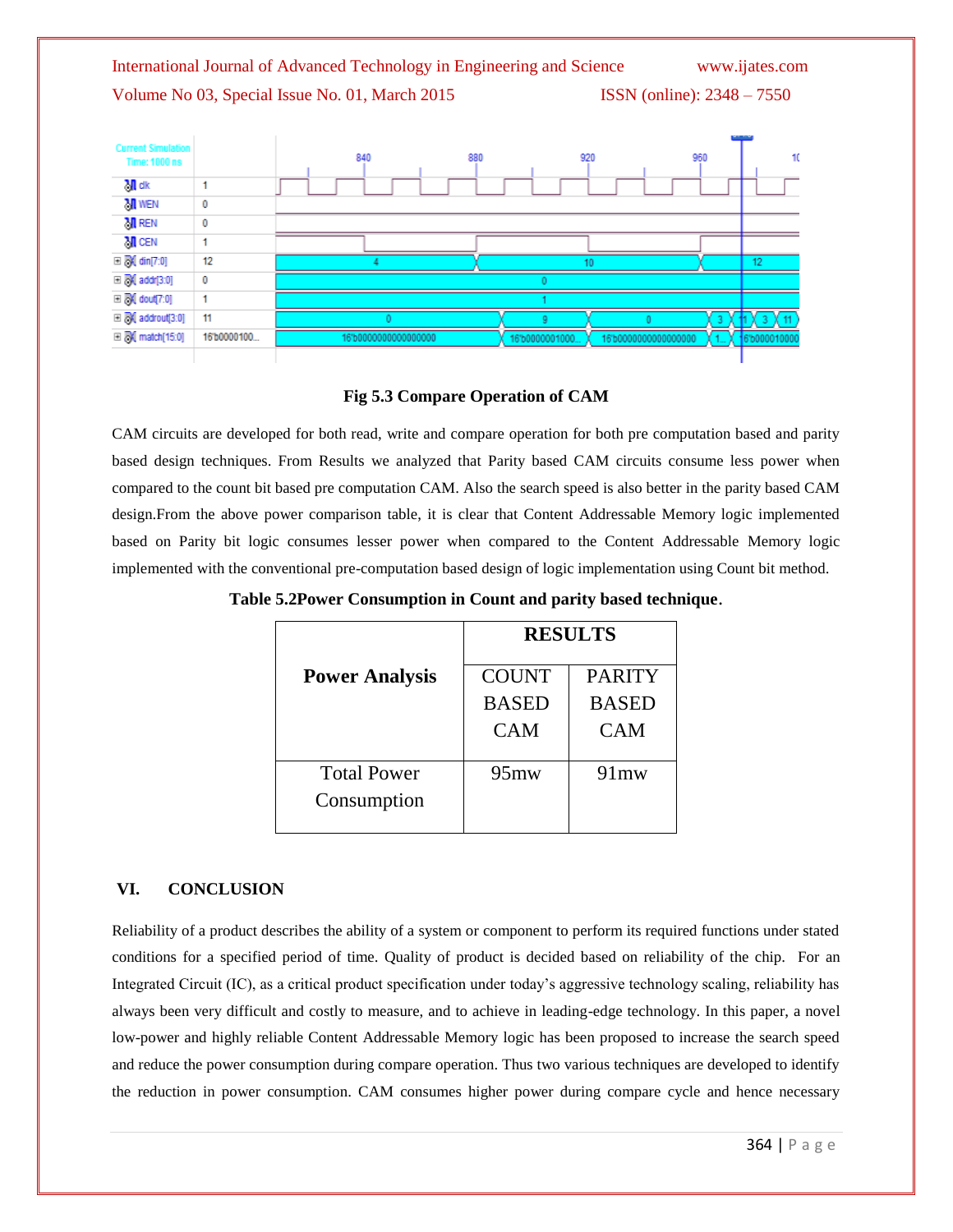**Fig 5.3 Compare Operation of CAM**

CAM circuits are developed for both read, write and compare operation for both pre computation based and parity based design techniques. From Results we analyzed that Parity based CAM circuits consume less power when compared to the count bit based pre computation CAM. Also the search speed is also better in the parity based CAM design.From the above power comparison table, it is clear that Content Addressable Memory logic implemented based on Parity bit logic consumes lesser power when compared to the Content Addressable Memory logic implemented with the conventional pre-computation based design of logic implementation using Count bit method.

**Table 5.2Power Consumption in Count and parity based technique.**

| **Power Analysis** | **RESULTS** | |
|---|---|---|
| | COUNT BASED CAM | PARITY BASED CAM |
| Total Power Consumption | 95mw | 91mw |

## VI. CONCLUSION

Reliability of a product describes the ability of a system or component to perform its required functions under stated conditions for a specified period of time. Quality of product is decided based on reliability of the chip. For an Integrated Circuit (IC), as a critical product specification under today's aggressive technology scaling, reliability has always been very difficult and costly to measure, and to achieve in leading-edge technology. In this paper, a novel low-power and highly reliable Content Addressable Memory logic has been proposed to increase the search speed and reduce the power consumption during compare operation. Thus two various techniques are developed to identify the reduction in power consumption. CAM consumes higher power during compare cycle and hence necessary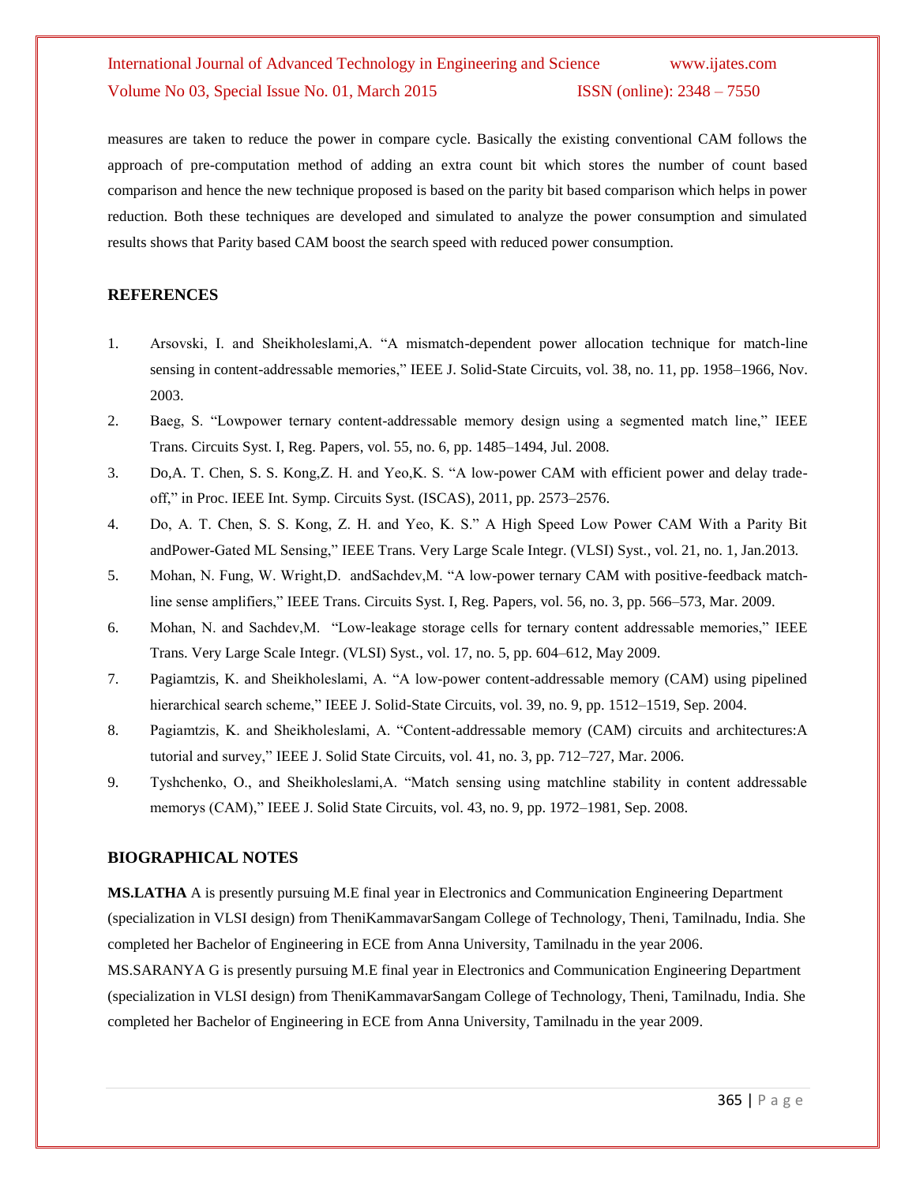measures are taken to reduce the power in compare cycle. Basically the existing conventional CAM follows the approach of pre-computation method of adding an extra count bit which stores the number of count based comparison and hence the new technique proposed is based on the parity bit based comparison which helps in power reduction. Both these techniques are developed and simulated to analyze the power consumption and simulated results shows that Parity based CAM boost the search speed with reduced power consumption.

## REFERENCES

1. Arsovski, I. and Sheikholeslami,A. "A mismatch-dependent power allocation technique for match-line sensing in content-addressable memories," IEEE J. Solid-State Circuits, vol. 38, no. 11, pp. 1958–1966, Nov. 2003.
2. Baeg, S. "Lowpower ternary content-addressable memory design using a segmented match line," IEEE Trans. Circuits Syst. I, Reg. Papers, vol. 55, no. 6, pp. 1485–1494, Jul. 2008.
3. Do,A. T. Chen, S. S. Kong,Z. H. and Yeo,K. S. "A low-power CAM with efficient power and delay trade-off," in Proc. IEEE Int. Symp. Circuits Syst. (ISCAS), 2011, pp. 2573–2576.
4. Do, A. T. Chen, S. S. Kong, Z. H. and Yeo, K. S." A High Speed Low Power CAM With a Parity Bit andPower-Gated ML Sensing," IEEE Trans. Very Large Scale Integr. (VLSI) Syst., vol. 21, no. 1, Jan.2013.
5. Mohan, N. Fung, W. Wright,D. andSachdev,M. "A low-power ternary CAM with positive-feedback match-line sense amplifiers," IEEE Trans. Circuits Syst. I, Reg. Papers, vol. 56, no. 3, pp. 566–573, Mar. 2009.
6. Mohan, N. and Sachdev,M. "Low-leakage storage cells for ternary content addressable memories," IEEE Trans. Very Large Scale Integr. (VLSI) Syst., vol. 17, no. 5, pp. 604–612, May 2009.
7. Pagiamtzis, K. and Sheikholeslami, A. "A low-power content-addressable memory (CAM) using pipelined hierarchical search scheme," IEEE J. Solid-State Circuits, vol. 39, no. 9, pp. 1512–1519, Sep. 2004.
8. Pagiamtzis, K. and Sheikholeslami, A. "Content-addressable memory (CAM) circuits and architectures:A tutorial and survey," IEEE J. Solid State Circuits, vol. 41, no. 3, pp. 712–727, Mar. 2006.
9. Tyshchenko, O., and Sheikholeslami,A. "Match sensing using matchline stability in content addressable memorys (CAM)," IEEE J. Solid State Circuits, vol. 43, no. 9, pp. 1972–1981, Sep. 2008.

## BIOGRAPHICAL NOTES

**MS.LATHA** A is presently pursuing M.E final year in Electronics and Communication Engineering Department (specialization in VLSI design) from TheniKammavarSangam College of Technology, Theni, Tamilnadu, India. She completed her Bachelor of Engineering in ECE from Anna University, Tamilnadu in the year 2006.

MS.SARANYA G is presently pursuing M.E final year in Electronics and Communication Engineering Department (specialization in VLSI design) from TheniKammavarSangam College of Technology, Theni, Tamilnadu, India. She completed her Bachelor of Engineering in ECE from Anna University, Tamilnadu in the year 2009.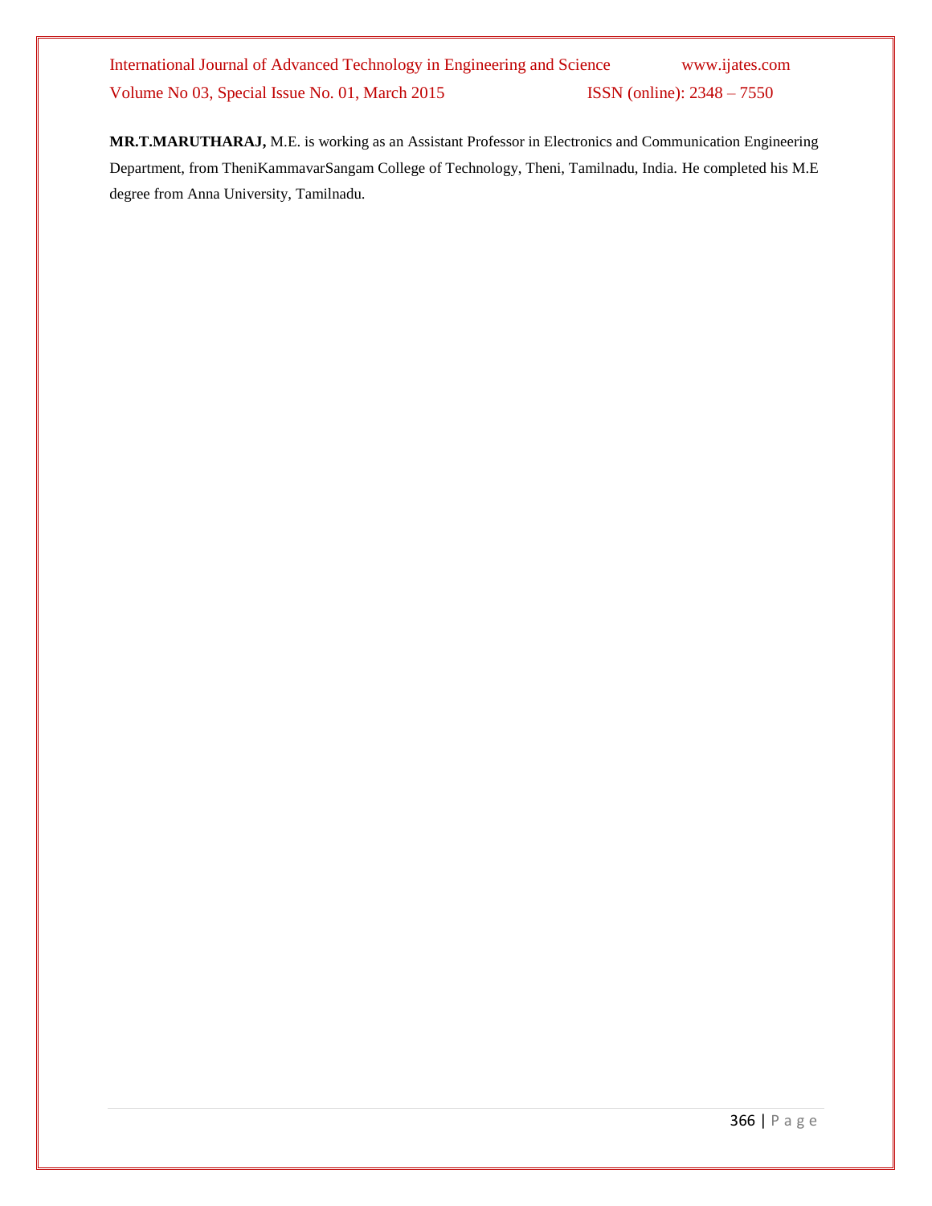**MR.T.MARUTHARAJ,** M.E. is working as an Assistant Professor in Electronics and Communication Engineering Department, from TheniKammavarSangam College of Technology, Theni, Tamilnadu, India. He completed his M.E degree from Anna University, Tamilnadu.